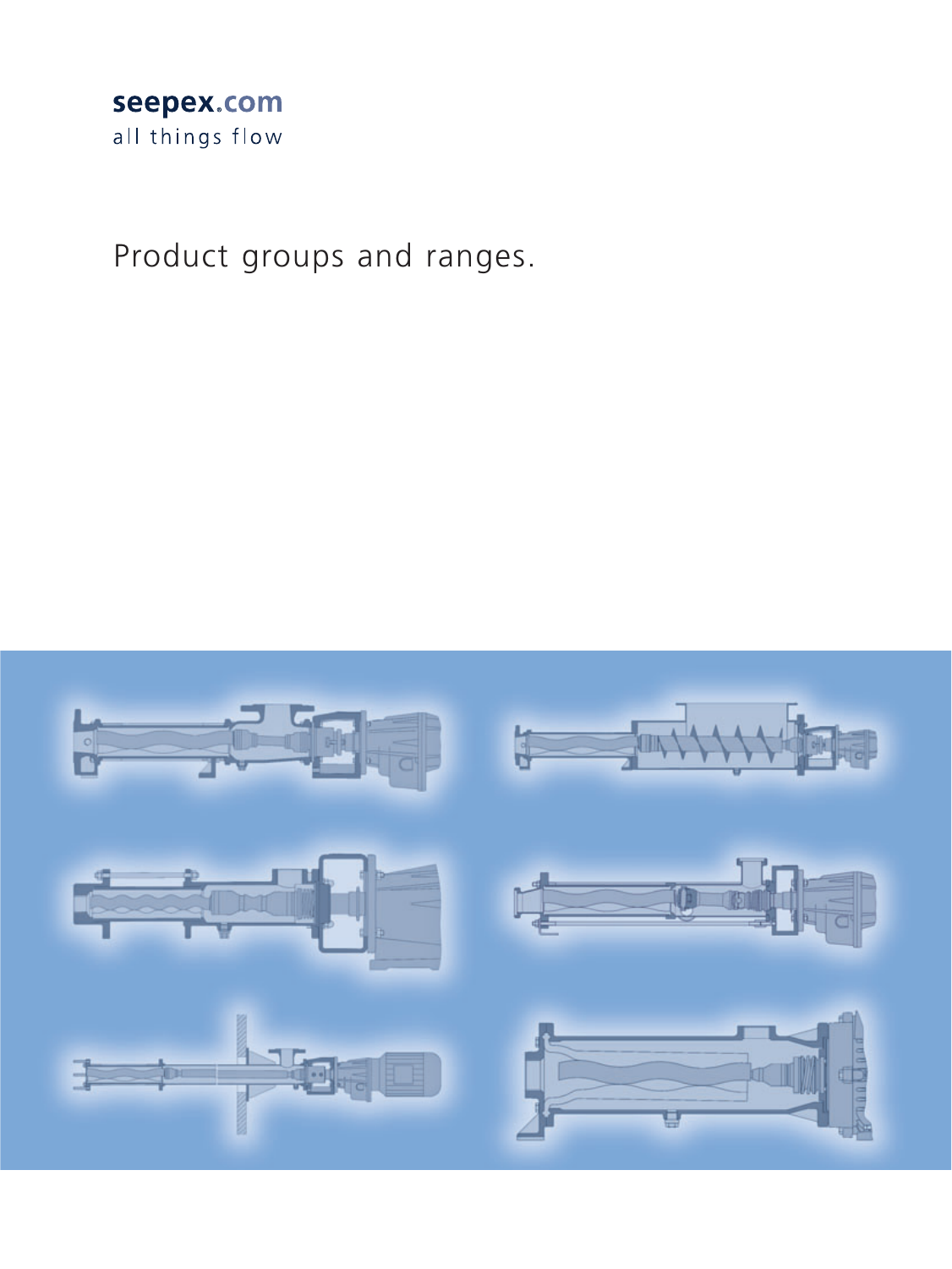seepex.com

all things flow

# Product groups and ranges.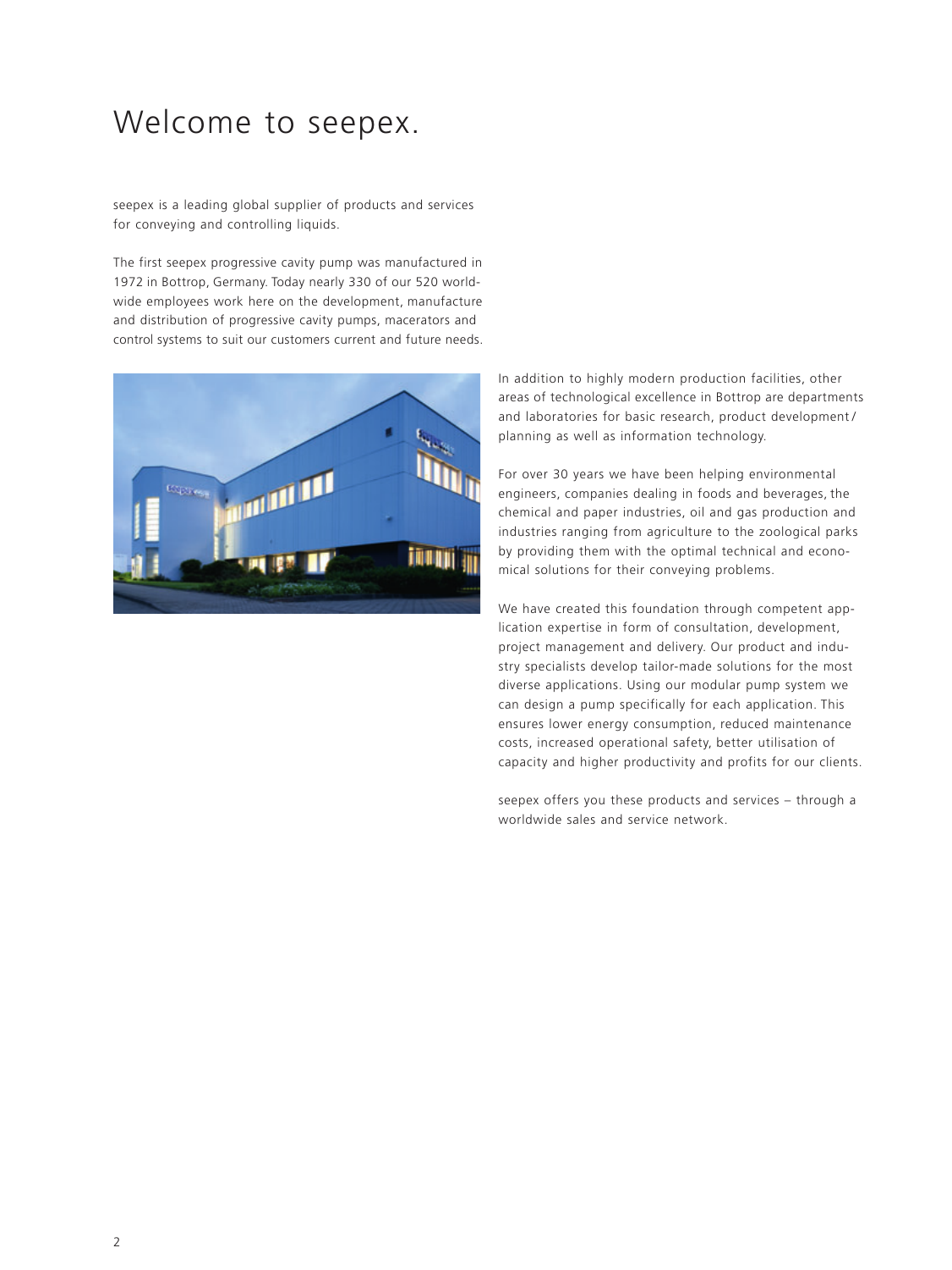# Welcome to seepex.

seepex is a leading global supplier of products and services for conveying and controlling liquids.

The first seepex progressive cavity pump was manufactured in 1972 in Bottrop, Germany. Today nearly 330 of our 520 worldwide employees work here on the development, manufacture and distribution of progressive cavity pumps, macerators and control systems to suit our customers current and future needs.

In addition to highly modern production facilities, other areas of technological excellence in Bottrop are departments and laboratories for basic research, product development/planning as well as information technology.

For over 30 years we have been helping environmental engineers, companies dealing in foods and beverages, the chemical and paper industries, oil and gas production and industries ranging from agriculture to the zoological parks by providing them with the optimal technical and economical solutions for their conveying problems.

We have created this foundation through competent application expertise in form of consultation, development, project management and delivery. Our product and industry specialists develop tailor-made solutions for the most diverse applications. Using our modular pump system we can design a pump specifically for each application. This ensures lower energy consumption, reduced maintenance costs, increased operational safety, better utilisation of capacity and higher productivity and profits for our clients.

seepex offers you these products and services – through a worldwide sales and service network.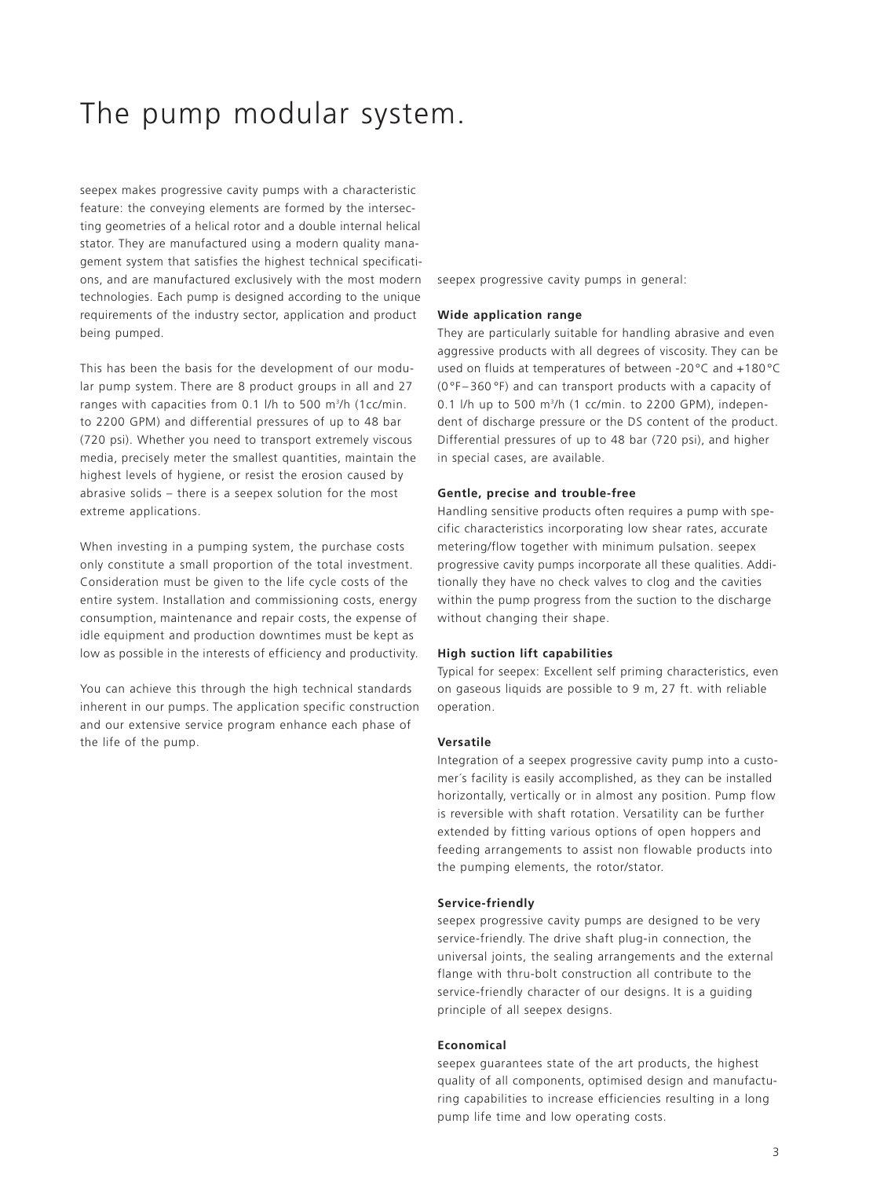# The pump modular system.

seepex makes progressive cavity pumps with a characteristic feature: the conveying elements are formed by the intersecting geometries of a helical rotor and a double internal helical stator. They are manufactured using a modern quality management system that satisfies the highest technical specifications, and are manufactured exclusively with the most modern technologies. Each pump is designed according to the unique requirements of the industry sector, application and product being pumped.

This has been the basis for the development of our modular pump system. There are 8 product groups in all and 27 ranges with capacities from 0.1 l/h to 500 m³/h (1cc/min. to 2200 GPM) and differential pressures of up to 48 bar (720 psi). Whether you need to transport extremely viscous media, precisely meter the smallest quantities, maintain the highest levels of hygiene, or resist the erosion caused by abrasive solids – there is a seepex solution for the most extreme applications.

When investing in a pumping system, the purchase costs only constitute a small proportion of the total investment. Consideration must be given to the life cycle costs of the entire system. Installation and commissioning costs, energy consumption, maintenance and repair costs, the expense of idle equipment and production downtimes must be kept as low as possible in the interests of efficiency and productivity.

You can achieve this through the high technical standards inherent in our pumps. The application specific construction and our extensive service program enhance each phase of the life of the pump.

seepex progressive cavity pumps in general:

**Wide application range**

They are particularly suitable for handling abrasive and even aggressive products with all degrees of viscosity. They can be used on fluids at temperatures of between -20 °C and +180 °C (0 °F – 360 °F) and can transport products with a capacity of 0.1 l/h up to 500 m³/h (1 cc/min. to 2200 GPM), independent of discharge pressure or the DS content of the product. Differential pressures of up to 48 bar (720 psi), and higher in special cases, are available.

**Gentle, precise and trouble-free**

Handling sensitive products often requires a pump with specific characteristics incorporating low shear rates, accurate metering/flow together with minimum pulsation. seepex progressive cavity pumps incorporate all these qualities. Additionally they have no check valves to clog and the cavities within the pump progress from the suction to the discharge without changing their shape.

**High suction lift capabilities**

Typical for seepex: Excellent self priming characteristics, even on gaseous liquids are possible to 9 m, 27 ft. with reliable operation.

**Versatile**

Integration of a seepex progressive cavity pump into a customer´s facility is easily accomplished, as they can be installed horizontally, vertically or in almost any position. Pump flow is reversible with shaft rotation. Versatility can be further extended by fitting various options of open hoppers and feeding arrangements to assist non flowable products into the pumping elements, the rotor/stator.

**Service-friendly**

seepex progressive cavity pumps are designed to be very service-friendly. The drive shaft plug-in connection, the universal joints, the sealing arrangements and the external flange with thru-bolt construction all contribute to the service-friendly character of our designs. It is a guiding principle of all seepex designs.

**Economical**

seepex guarantees state of the art products, the highest quality of all components, optimised design and manufacturing capabilities to increase efficiencies resulting in a long pump life time and low operating costs.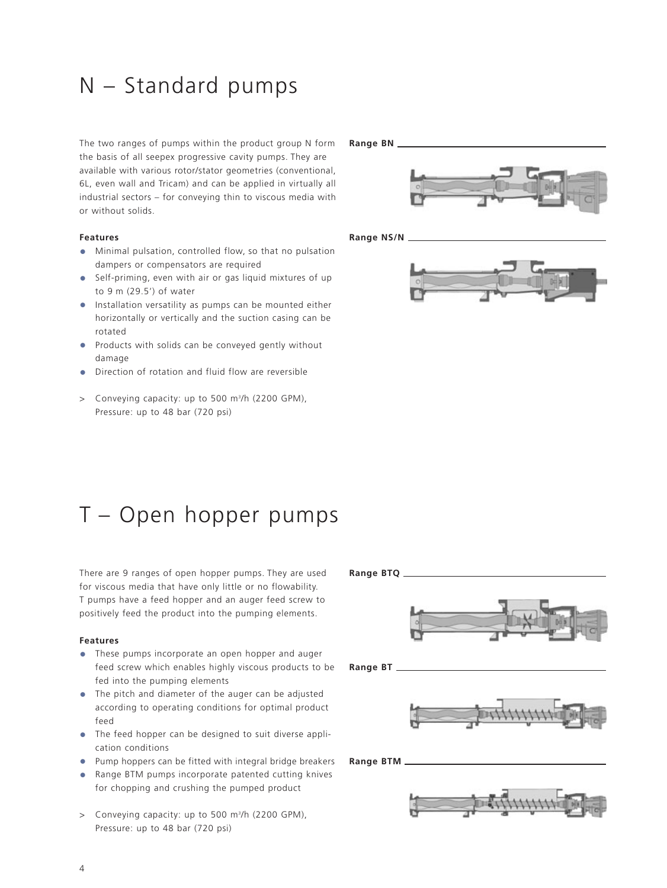# N – Standard pumps

The two ranges of pumps within the product group N form the basis of all seepex progressive cavity pumps. They are available with various rotor/stator geometries (conventional, 6L, even wall and Tricam) and can be applied in virtually all industrial sectors – for conveying thin to viscous media with or without solids.

**Features**

- Minimal pulsation, controlled flow, so that no pulsation dampers or compensators are required
- Self-priming, even with air or gas liquid mixtures of up to 9 m (29.5') of water
- Installation versatility as pumps can be mounted either horizontally or vertically and the suction casing can be rotated
- Products with solids can be conveyed gently without damage
- Direction of rotation and fluid flow are reversible

> Conveying capacity: up to 500 m³/h (2200 GPM), Pressure: up to 48 bar (720 psi)

**Range BN**

**Range NS/N**

# T – Open hopper pumps

There are 9 ranges of open hopper pumps. They are used for viscous media that have only little or no flowability. T pumps have a feed hopper and an auger feed screw to positively feed the product into the pumping elements.

**Features**

- These pumps incorporate an open hopper and auger feed screw which enables highly viscous products to be fed into the pumping elements
- The pitch and diameter of the auger can be adjusted according to operating conditions for optimal product feed
- The feed hopper can be designed to suit diverse application conditions
- Pump hoppers can be fitted with integral bridge breakers
- Range BTM pumps incorporate patented cutting knives for chopping and crushing the pumped product

> Conveying capacity: up to 500 m³/h (2200 GPM), Pressure: up to 48 bar (720 psi)

**Range BTQ**

**Range BT**

**Range BTM**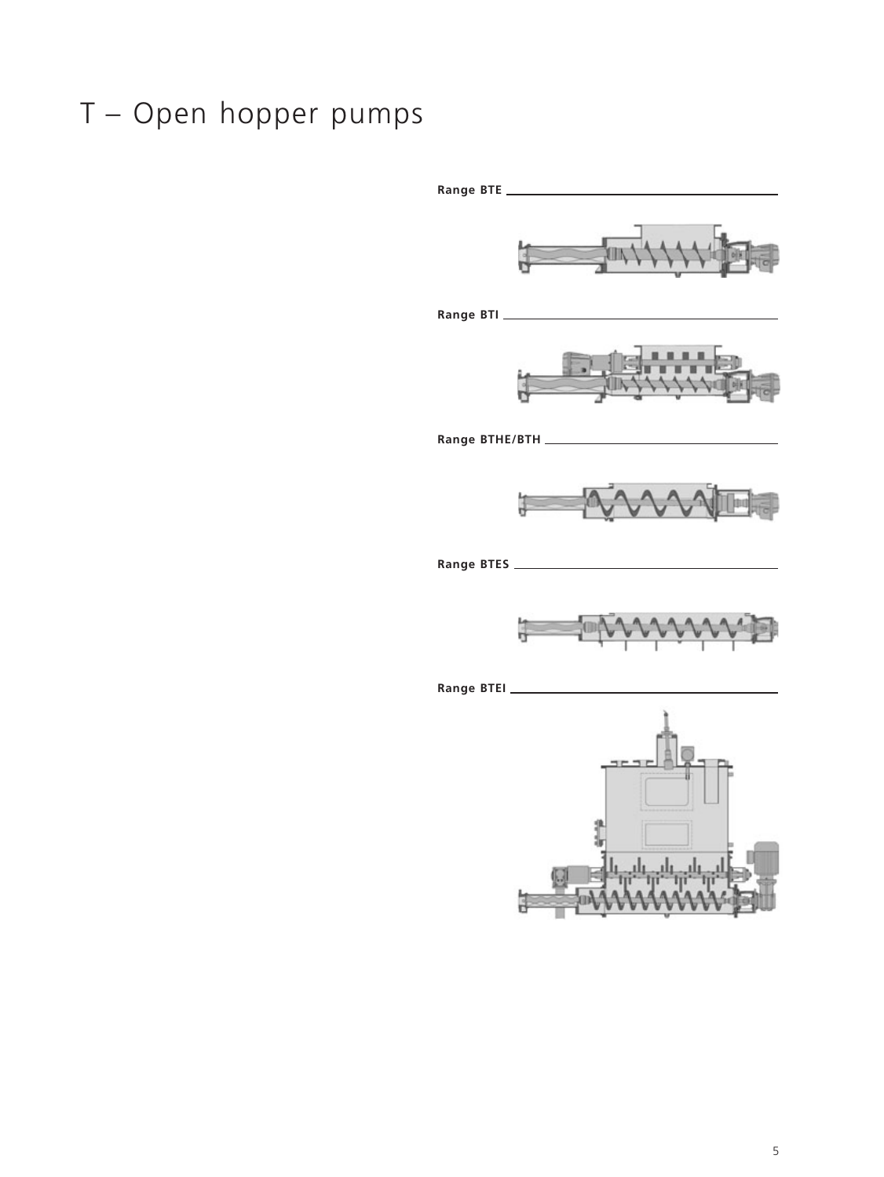# T – Open hopper pumps

**Range BTE**

**Range BTI**

**Range BTHE/BTH**

**Range BTES**

**Range BTEI**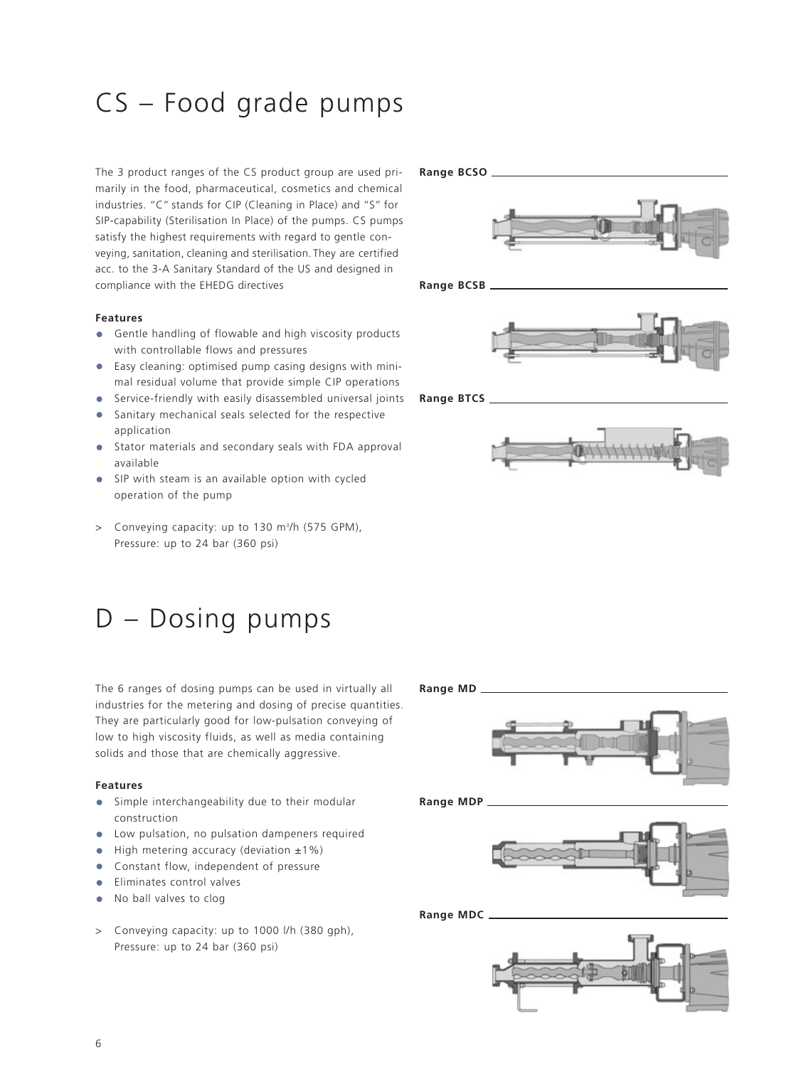# CS – Food grade pumps

The 3 product ranges of the CS product group are used primarily in the food, pharmaceutical, cosmetics and chemical industries. "C" stands for CIP (Cleaning in Place) and "S" for SIP-capability (Sterilisation In Place) of the pumps. CS pumps satisfy the highest requirements with regard to gentle conveying, sanitation, cleaning and sterilisation. They are certified acc. to the 3-A Sanitary Standard of the US and designed in compliance with the EHEDG directives

**Features**

- Gentle handling of flowable and high viscosity products with controllable flows and pressures
- Easy cleaning: optimised pump casing designs with minimal residual volume that provide simple CIP operations
- Service-friendly with easily disassembled universal joints
- Sanitary mechanical seals selected for the respective application
- Stator materials and secondary seals with FDA approval available
- SIP with steam is an available option with cycled operation of the pump

> Conveying capacity: up to 130 m³/h (575 GPM), Pressure: up to 24 bar (360 psi)

**Range BCSO**

**Range BCSB**

**Range BTCS**

# D – Dosing pumps

The 6 ranges of dosing pumps can be used in virtually all industries for the metering and dosing of precise quantities. They are particularly good for low-pulsation conveying of low to high viscosity fluids, as well as media containing solids and those that are chemically aggressive.

**Features**

- Simple interchangeability due to their modular construction
- Low pulsation, no pulsation dampeners required
- High metering accuracy (deviation ±1%)
- Constant flow, independent of pressure
- Eliminates control valves
- No ball valves to clog

> Conveying capacity: up to 1000 l/h (380 gph), Pressure: up to 24 bar (360 psi)

**Range MD**

**Range MDP**

**Range MDC**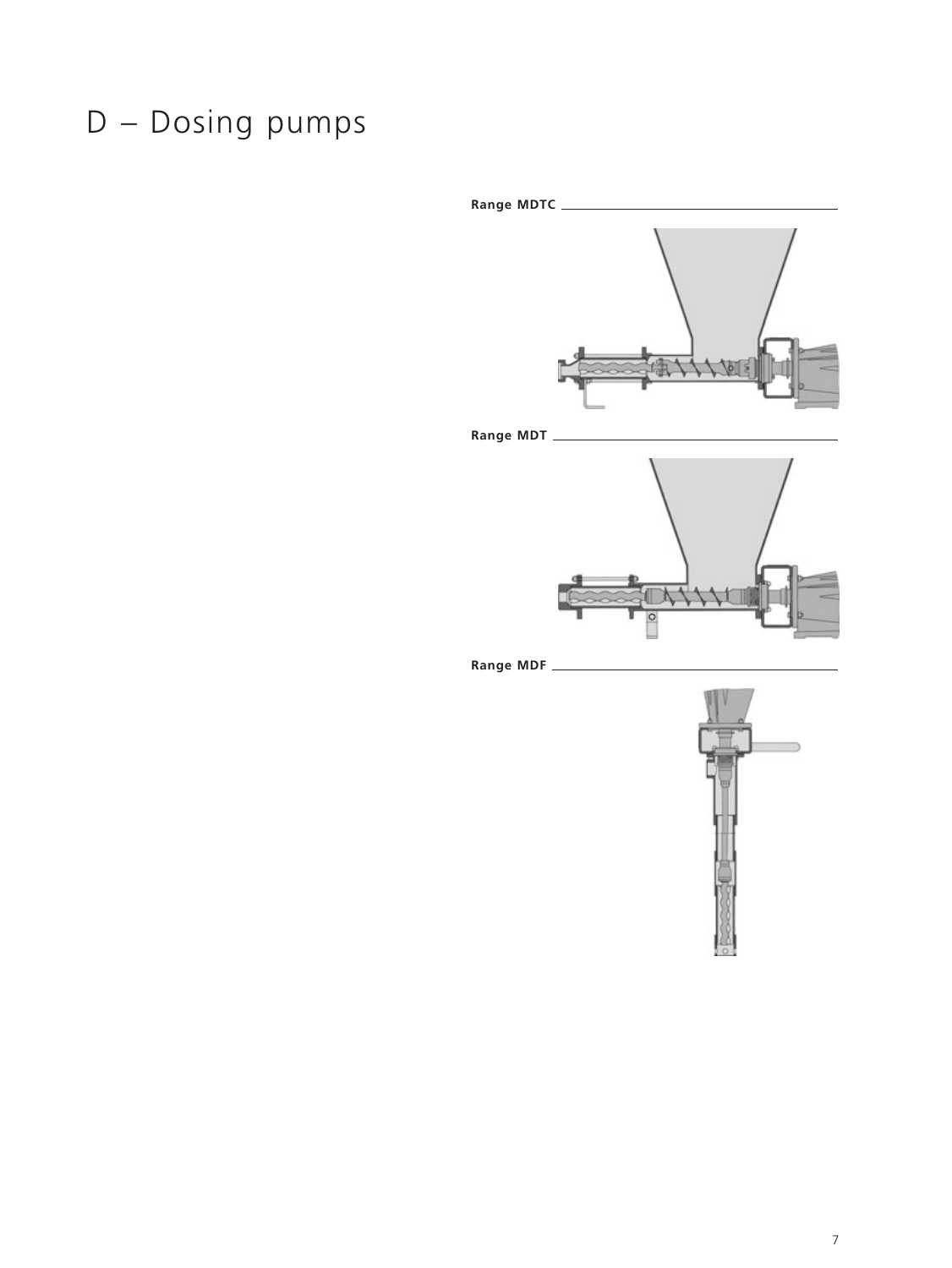# D – Dosing pumps

**Range MDTC**

**Range MDT**

**Range MDF**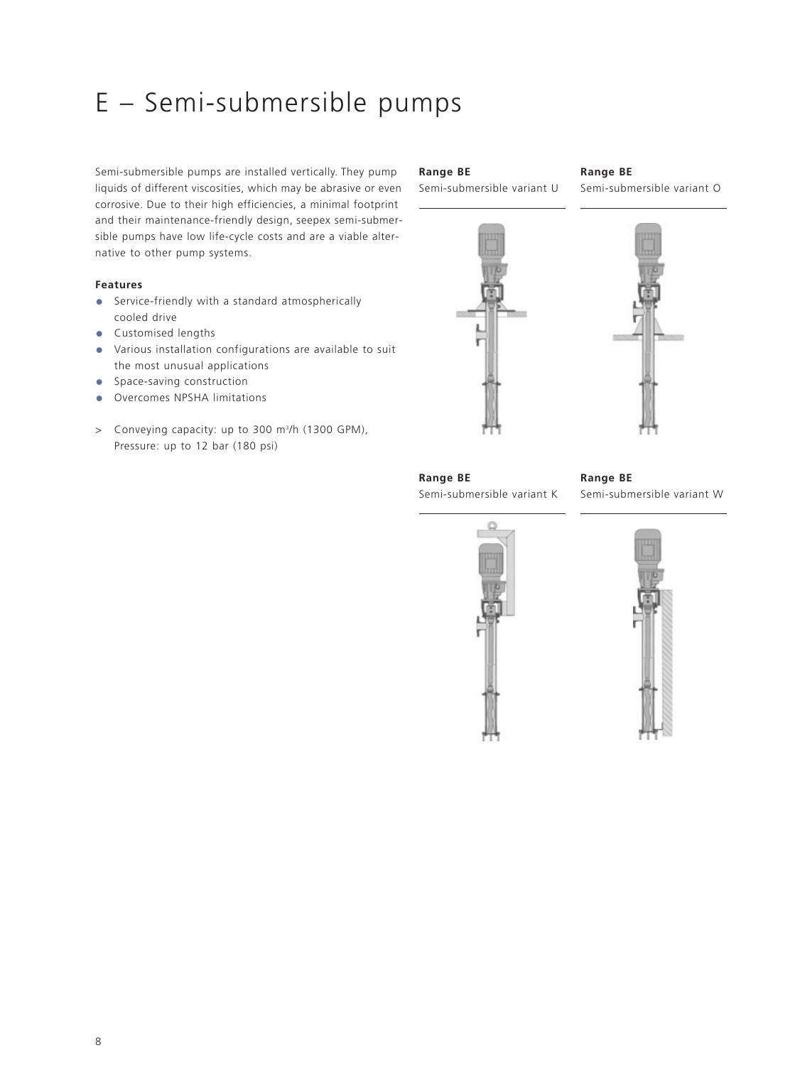# E – Semi-submersible pumps

Semi-submersible pumps are installed vertically. They pump liquids of different viscosities, which may be abrasive or even corrosive. Due to their high efficiencies, a minimal footprint and their maintenance-friendly design, seepex semi-submersible pumps have low life-cycle costs and are a viable alternative to other pump systems.

**Features**

- Service-friendly with a standard atmospherically cooled drive
- Customised lengths
- Various installation configurations are available to suit the most unusual applications
- Space-saving construction
- Overcomes NPSHA limitations

> Conveying capacity: up to 300 m³/h (1300 GPM), Pressure: up to 12 bar (180 psi)

**Range BE**
Semi-submersible variant U

**Range BE**
Semi-submersible variant O

**Range BE**
Semi-submersible variant K

**Range BE**
Semi-submersible variant W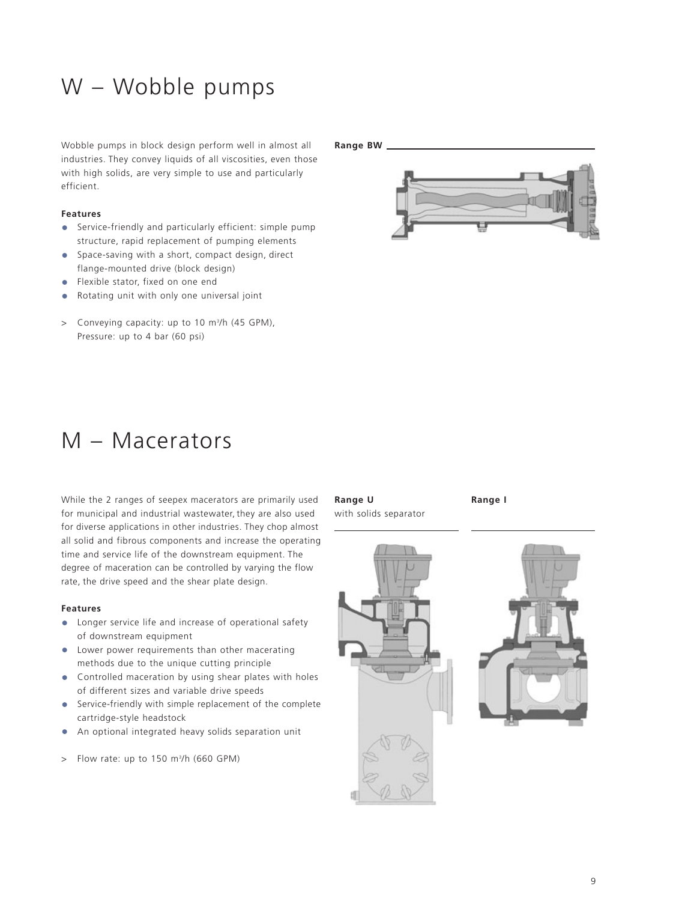# W – Wobble pumps

Wobble pumps in block design perform well in almost all industries. They convey liquids of all viscosities, even those with high solids, are very simple to use and particularly efficient.

**Features**

- Service-friendly and particularly efficient: simple pump structure, rapid replacement of pumping elements
- Space-saving with a short, compact design, direct flange-mounted drive (block design)
- Flexible stator, fixed on one end
- Rotating unit with only one universal joint

> Conveying capacity: up to 10 $m^3$/h (45 GPM), Pressure: up to 4 bar (60 psi)

**Range BW**

# M – Macerators

While the 2 ranges of seepex macerators are primarily used for municipal and industrial wastewater, they are also used for diverse applications in other industries. They chop almost all solid and fibrous components and increase the operating time and service life of the downstream equipment. The degree of maceration can be controlled by varying the flow rate, the drive speed and the shear plate design.

**Features**

- Longer service life and increase of operational safety of downstream equipment
- Lower power requirements than other macerating methods due to the unique cutting principle
- Controlled maceration by using shear plates with holes of different sizes and variable drive speeds
- Service-friendly with simple replacement of the complete cartridge-style headstock
- An optional integrated heavy solids separation unit

> Flow rate: up to 150 $m^3$/h (660 GPM)

**Range U** with solids separator

**Range I**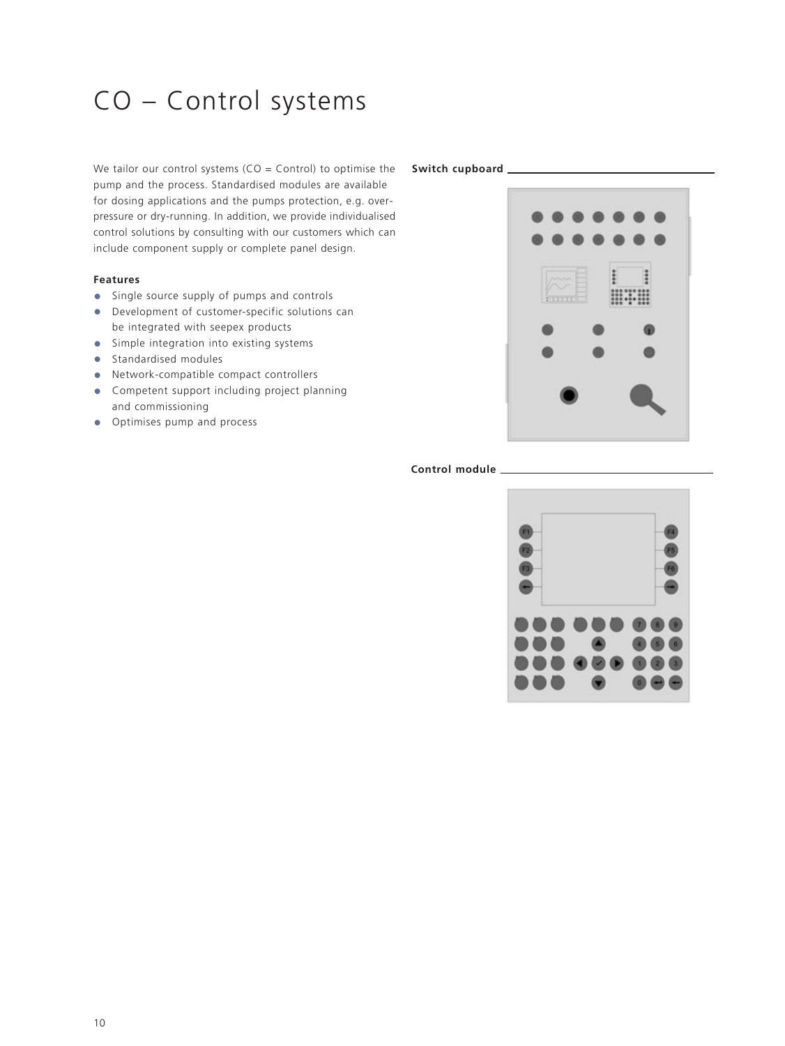# CO – Control systems

We tailor our control systems (CO = Control) to optimise the pump and the process. Standardised modules are available for dosing applications and the pumps protection, e.g. over-pressure or dry-running. In addition, we provide individualised control solutions by consulting with our customers which can include component supply or complete panel design.

**Features**

- Single source supply of pumps and controls
- Development of customer-specific solutions can be integrated with seepex products
- Simple integration into existing systems
- Standardised modules
- Network-compatible compact controllers
- Competent support including project planning and commissioning
- Optimises pump and process

**Switch cupboard**

**Control module**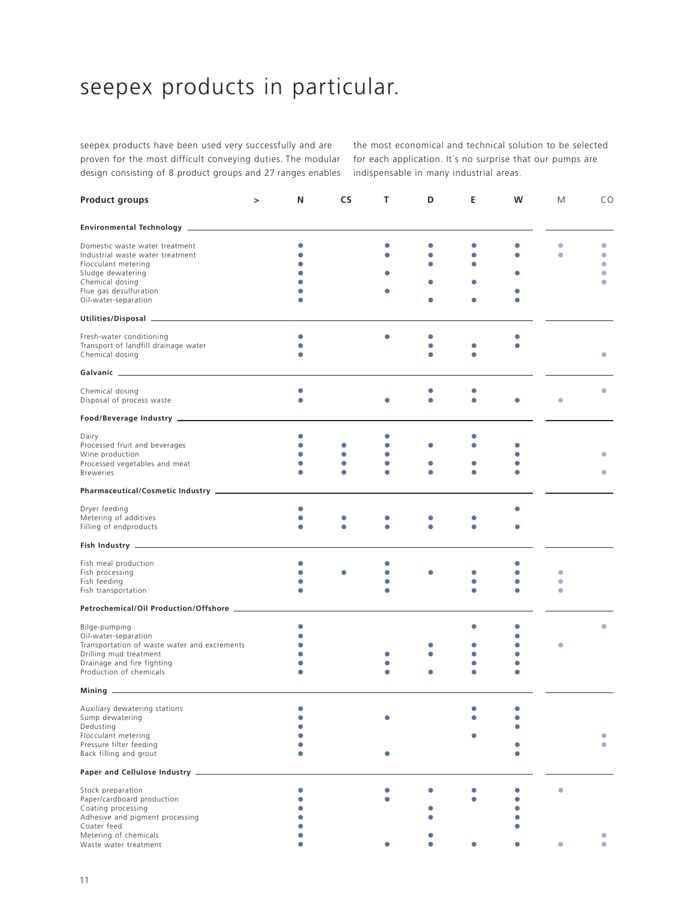# seepex products in particular.

seepex products have been used very successfully and are proven for the most difficult conveying duties. The modular design consisting of 8 product groups and 27 ranges enables the most economical and technical solution to be selected for each application. It´s no surprise that our pumps are indispensable in many industrial areas.

| Product groups > | N | CS | T | D | E | W | M | CO |
|---|---|---|---|---|---|---|---|---|
| **Environmental Technology** | | | | | | | | |
| Domestic waste water treatment | ● | | ● | ● | ● | ● | ● | ● |
| Industrial waste water treatment | ● | | ● | ● | ● | ● | ● | ● |
| Flocculant metering | ● | | | ● | ● | | | ● |
| Sludge dewatering | ● | | ● | | | ● | | ● |
| Chemical dosing | ● | | | ● | ● | | | ● |
| Flue gas desulfuration | ● | | ● | | | ● | | |
| Oil-water-separation | ● | | | ● | ● | ● | | |
| **Utilities/Disposal** | | | | | | | | |
| Fresh-water conditioning | ● | | ● | ● | | ● | | |
| Transport of landfill drainage water | ● | | | ● | ● | ● | | |
| Chemical dosing | ● | | | ● | ● | | | ● |
| **Galvanic** | | | | | | | | |
| Chemical dosing | ● | | | ● | ● | | | ● |
| Disposal of process waste | ● | | ● | ● | ● | ● | ● | |
| **Food/Beverage Industry** | | | | | | | | |
| Dairy | ● | | ● | | ● | | | |
| Processed fruit and beverages | ● | ● | ● | ● | ● | ● | | |
| Wine production | ● | ● | ● | | | ● | | ● |
| Processed vegetables and meat | ● | ● | ● | ● | ● | ● | | |
| Breweries | ● | ● | ● | ● | ● | ● | | ● |
| **Pharmaceutical/Cosmetic Industry** | | | | | | | | |
| Dryer feeding | ● | | | | | ● | | |
| Metering of additives | ● | ● | ● | ● | ● | | | |
| Filling of endproducts | ● | ● | ● | ● | ● | ● | | |
| **Fish Industry** | | | | | | | | |
| Fish meal production | ● | | ● | | | ● | | |
| Fish processing | ● | ● | ● | ● | ● | ● | ● | |
| Fish feeding | ● | | ● | | ● | ● | ● | |
| Fish transportation | ● | | ● | | ● | ● | ● | |
| **Petrochemical/Oil Production/Offshore** | | | | | | | | |
| Bilge-pumping | ● | | | | ● | ● | | ● |
| Oil-water-separation | ● | | | | | ● | | |
| Transportation of waste water and excrements | ● | | | ● | ● | ● | ● | |
| Drilling mud treatment | ● | | ● | ● | ● | ● | | |
| Drainage and fire fighting | ● | | ● | | ● | ● | | |
| Production of chemicals | ● | | ● | ● | ● | ● | | |
| **Mining** | | | | | | | | |
| Auxiliary dewatering stations | ● | | | | ● | ● | | |
| Sump dewatering | ● | | ● | | ● | ● | | |
| Dedusting | ● | | | | | ● | | |
| Flocculant metering | ● | | | | ● | | | ● |
| Pressure filter feeding | ● | | | | | ● | | ● |
| Back filling and grout | ● | | ● | | | ● | | |
| **Paper and Cellulose Industry** | | | | | | | | |
| Stock preparation | ● | | ● | ● | ● | ● | ● | |
| Paper/cardboard production | ● | | ● | | ● | ● | | |
| Coating processing | ● | | | ● | | ● | | |
| Adhesive and pigment processing | ● | | | ● | | ● | | |
| Coater feed | ● | | | | | ● | | |
| Metering of chemicals | ● | | | ● | | | | ● |
| Waste water treatment | ● | | ● | ● | ● | ● | ● | ● |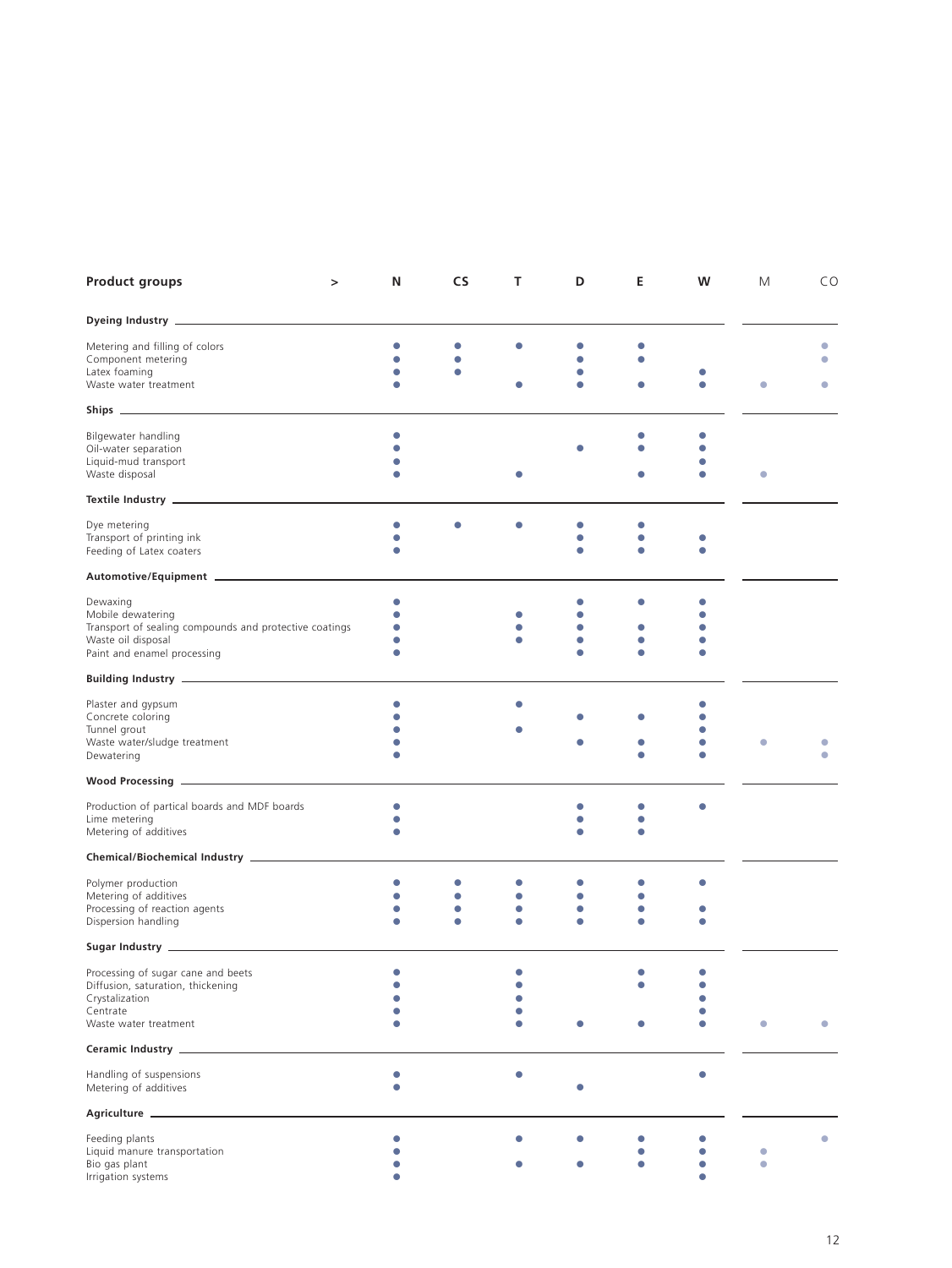| Product groups > | N | CS | T | D | E | W | M | CO |
|---|---|---|---|---|---|---|---|---|
| **Dyeing Industry** | | | | | | | | |
| Metering and filling of colors | ● | ● | ● | ● | ● | | | ● |
| Component metering | ● | ● | | ● | ● | | | ● |
| Latex foaming | ● | ● | | ● | | ● | | |
| Waste water treatment | ● | | ● | ● | ● | ● | ● | ● |
| **Ships** | | | | | | | | |
| Bilgewater handling | ● | | | | ● | ● | | |
| Oil-water separation | ● | | | ● | ● | ● | | |
| Liquid-mud transport | ● | | | | | ● | | |
| Waste disposal | ● | | ● | | ● | ● | ● | |
| **Textile Industry** | | | | | | | | |
| Dye metering | ● | ● | ● | ● | ● | | | |
| Transport of printing ink | ● | | | ● | ● | ● | | |
| Feeding of Latex coaters | ● | | | ● | ● | ● | | |
| **Automotive/Equipment** | | | | | | | | |
| Dewaxing | ● | | | ● | ● | ● | | |
| Mobile dewatering | ● | | ● | ● | | ● | | |
| Transport of sealing compounds and protective coatings | ● | | ● | ● | ● | ● | | |
| Waste oil disposal | ● | | ● | ● | ● | ● | | |
| Paint and enamel processing | ● | | | ● | ● | ● | | |
| **Building Industry** | | | | | | | | |
| Plaster and gypsum | ● | | ● | | | ● | | |
| Concrete coloring | ● | | | ● | ● | ● | | |
| Tunnel grout | ● | | ● | | | ● | | |
| Waste water/sludge treatment | ● | | | ● | ● | ● | ● | ● |
| Dewatering | ● | | | | ● | ● | | ● |
| **Wood Processing** | | | | | | | | |
| Production of partical boards and MDF boards | ● | | | ● | ● | ● | | |
| Lime metering | ● | | | ● | ● | | | |
| Metering of additives | ● | | | ● | ● | | | |
| **Chemical/Biochemical Industry** | | | | | | | | |
| Polymer production | ● | ● | ● | ● | ● | ● | | |
| Metering of additives | ● | ● | ● | ● | ● | | | |
| Processing of reaction agents | ● | ● | ● | ● | ● | ● | | |
| Dispersion handling | ● | ● | ● | ● | ● | ● | | |
| **Sugar Industry** | | | | | | | | |
| Processing of sugar cane and beets | ● | | ● | | ● | ● | | |
| Diffussion, saturation, thickening | ● | | ● | | ● | ● | | |
| Crystalization | ● | | ● | | | ● | | |
| Centrate | ● | | ● | | | ● | | |
| Waste water treatment | ● | | ● | ● | ● | ● | ● | ● |
| **Ceramic Industry** | | | | | | | | |
| Handling of suspensions | ● | | ● | | | ● | | |
| Metering of additives | ● | | | ● | | | | |
| **Agriculture** | | | | | | | | |
| Feeding plants | ● | | ● | ● | ● | ● | | ● |
| Liquid manure transportation | ● | | | | ● | ● | ● | |
| Bio gas plant | ● | | ● | ● | ● | ● | ● | |
| Irrigation systems | ● | | | | | ● | | |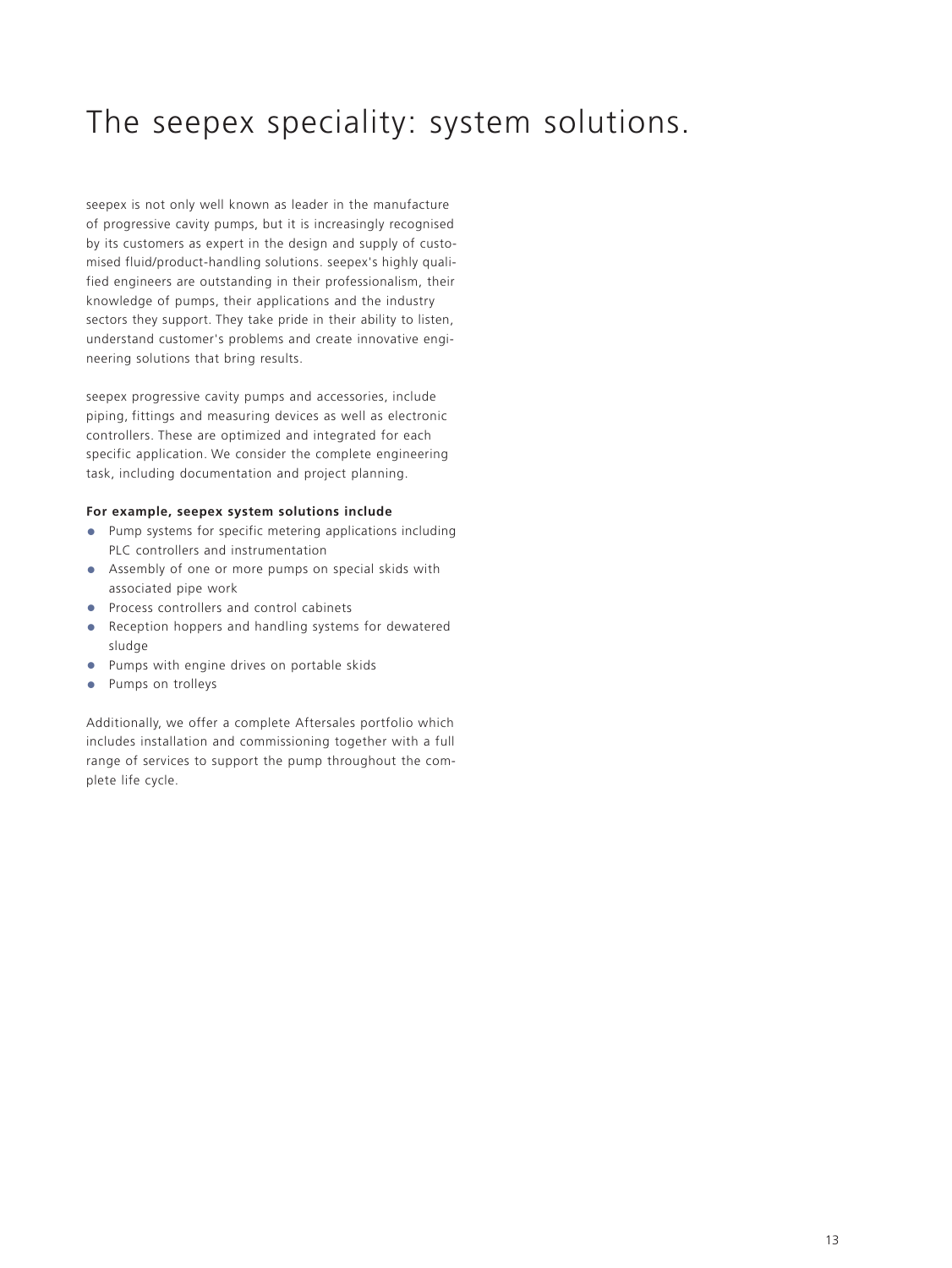# The seepex speciality: system solutions.

seepex is not only well known as leader in the manufacture of progressive cavity pumps, but it is increasingly recognised by its customers as expert in the design and supply of customised fluid/product-handling solutions. seepex's highly qualified engineers are outstanding in their professionalism, their knowledge of pumps, their applications and the industry sectors they support. They take pride in their ability to listen, understand customer's problems and create innovative engineering solutions that bring results.

seepex progressive cavity pumps and accessories, include piping, fittings and measuring devices as well as electronic controllers. These are optimized and integrated for each specific application. We consider the complete engineering task, including documentation and project planning.

**For example, seepex system solutions include**

- Pump systems for specific metering applications including PLC controllers and instrumentation
- Assembly of one or more pumps on special skids with associated pipe work
- Process controllers and control cabinets
- Reception hoppers and handling systems for dewatered sludge
- Pumps with engine drives on portable skids
- Pumps on trolleys

Additionally, we offer a complete Aftersales portfolio which includes installation and commissioning together with a full range of services to support the pump throughout the complete life cycle.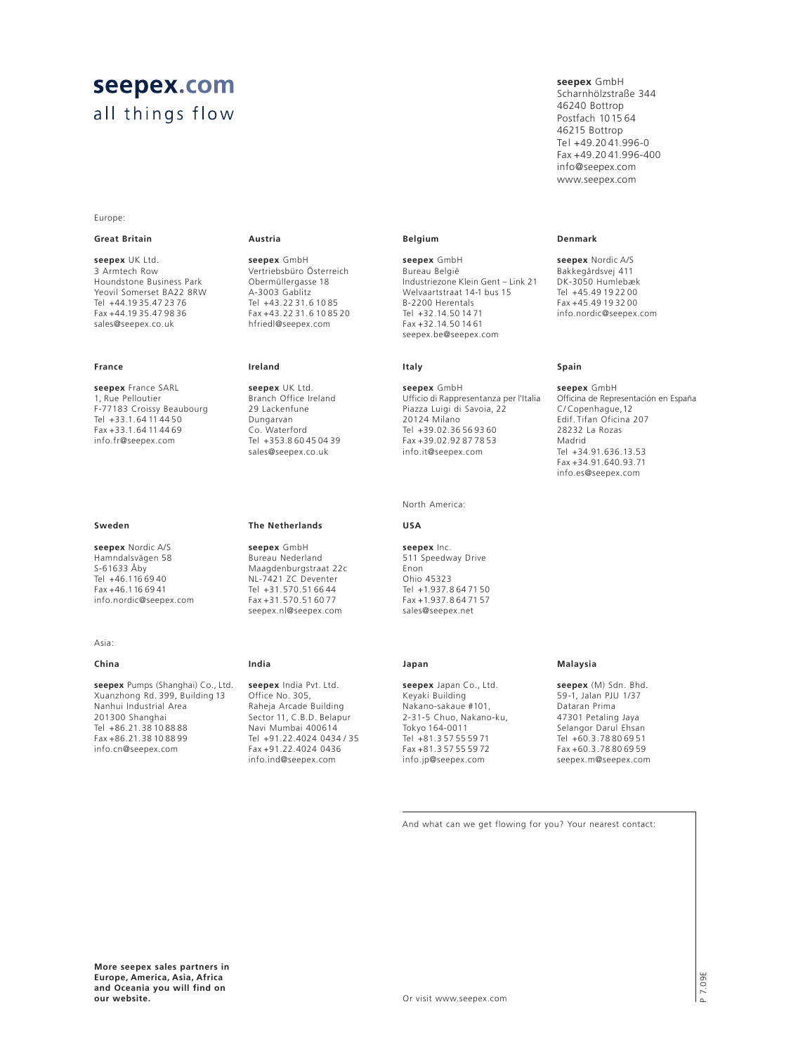# seepex.com

all things flow

**seepex** GmbH
Scharnhölzstraße 344
46240 Bottrop
Postfach 10 15 64
46215 Bottrop
Tel +49.20 41.996-0
Fax +49.20 41.996-400
info@seepex.com
www.seepex.com

Europe:

**Great Britain**

**seepex** UK Ltd.
3 Armtech Row
Houndstone Business Park
Yeovil Somerset BA22 8RW
Tel +44.19 35.47 23 76
Fax +44.19 35.47 98 36
sales@seepex.co.uk

**Austria**

**seepex** GmbH
Vertriebsbüro Österreich
Obermüllergasse 18
A-3003 Gablitz
Tel +43.22 31.6 10 85
Fax +43.22 31.6 10 85 20
hfriedl@seepex.com

**Belgium**

**seepex** GmbH
Bureau België
Industriezone Klein Gent – Link 21
Welvaartstraat 14-1 bus 15
B-2200 Herentals
Tel +32.14.50 14 71
Fax +32.14.50 14 61
seepex.be@seepex.com

**Denmark**

**seepex** Nordic A/S
Bakkegårdsvej 411
DK-3050 Humlebæk
Tel +45.49 19 22 00
Fax +45.49 19 32 00
info.nordic@seepex.com

**France**

**seepex** France SARL
1, Rue Pelloutier
F-77183 Croissy Beaubourg
Tel +33.1.64 11 44 50
Fax +33.1.64 11 44 69
info.fr@seepex.com

**Ireland**

**seepex** UK Ltd.
Branch Office Ireland
29 Lackenfune
Dungarvan
Co. Waterford
Tel +353.8 60 45 04 39
sales@seepex.co.uk

**Italy**

**seepex** GmbH
Ufficio di Rappresentanza per l'Italia
Piazza Luigi di Savoia, 22
20124 Milano
Tel +39.02.36 56 93 60
Fax +39.02.92 87 78 53
info.it@seepex.com

**Spain**

**seepex** GmbH
Officina de Representación en España
C/ Copenhague, 12
Edif. Tifan Oficina 207
28232 La Rozas
Madrid
Tel +34.91.636.13.53
Fax +34.91.640.93.71
info.es@seepex.com

**Sweden**

**seepex** Nordic A/S
Hamndalsvägen 58
S-61633 Åby
Tel +46.1 16 69 40
Fax +46.1 16 69 41
info.nordic@seepex.com

**The Netherlands**

**seepex** GmbH
Bureau Nederland
Maagdenburgstraat 22c
NL-7421 ZC Deventer
Tel +31.570.51 66 44
Fax +31.570.51 60 77
seepex.nl@seepex.com

North America:

**USA**

**seepex** Inc.
511 Speedway Drive
Enon
Ohio 45323
Tel +1.937.8 64 71 50
Fax +1.937.8 64 71 57
sales@seepex.net

Asia:

**China**

**seepex** Pumps (Shanghai) Co., Ltd.
Xuanzhong Rd. 399, Building 13
Nanhui Industrial Area
201300 Shanghai
Tel +86.21.38 10 88 88
Fax +86.21.38 10 88 99
info.cn@seepex.com

**India**

**seepex** India Pvt. Ltd.
Office No. 305,
Raheja Arcade Building
Sector 11, C.B.D. Belapur
Navi Mumbai 400614
Tel +91.22.4024 0434 / 35
Fax +91.22.4024 0436
info.ind@seepex.com

**Japan**

**seepex** Japan Co., Ltd.
Keyaki Building
Nakano-sakaue #101,
2-31-5 Chuo, Nakano-ku,
Tokyo 164-0011
Tel +81.3 57 55 59 71
Fax +81.3 57 55 59 72
info.jp@seepex.com

**Malaysia**

**seepex** (M) Sdn. Bhd.
59-1, Jalan PJU 1/37
Dataran Prima
47301 Petaling Jaya
Selangor Darul Ehsan
Tel +60.3.78 80 69 51
Fax +60.3.78 80 69 59
seepex.m@seepex.com

And what can we get flowing for you? Your nearest contact:

**More seepex sales partners in Europe, America, Asia, Africa and Oceania you will find on our website.**

Or visit www.seepex.com

P 7.09E